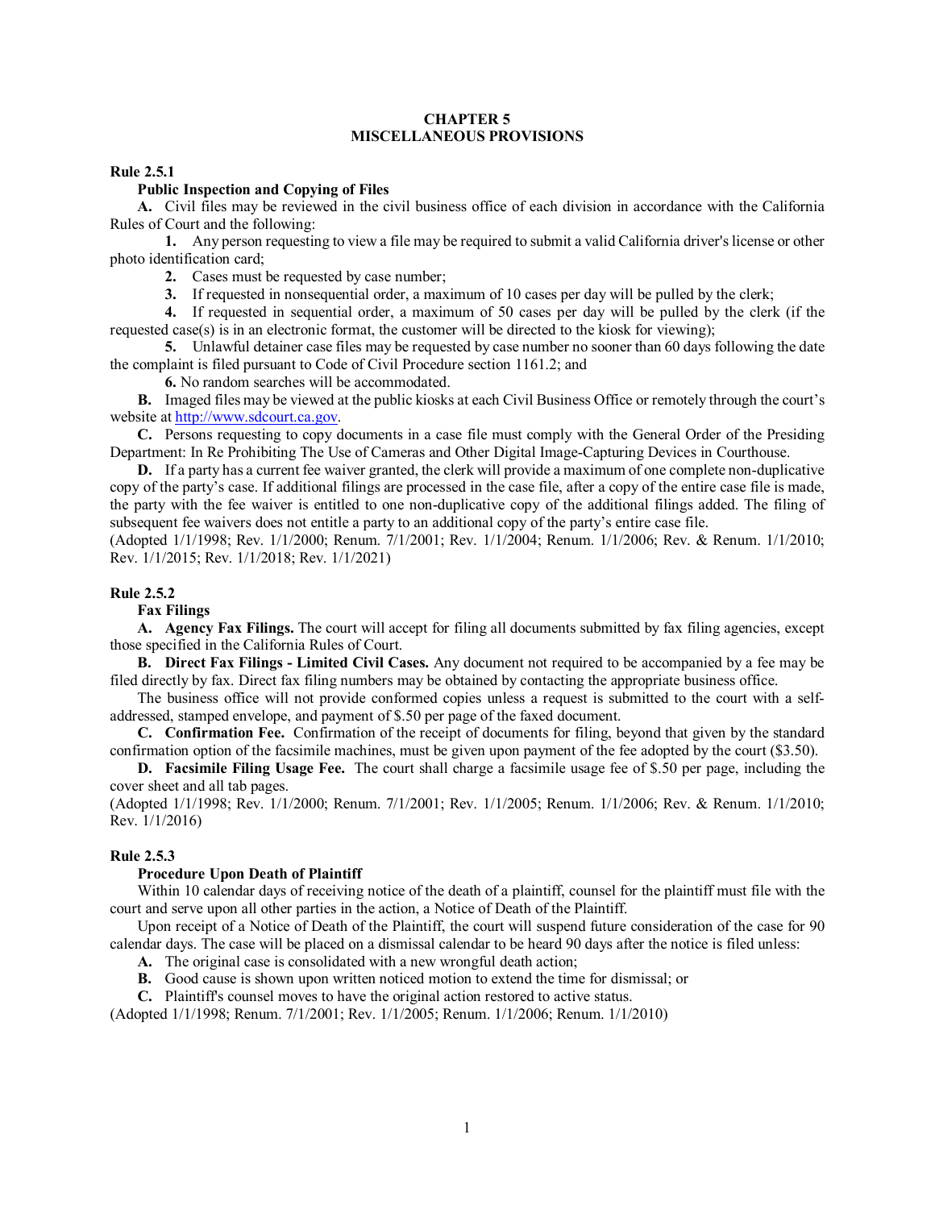# CHAPTER 5
# MISCELLANEOUS PROVISIONS

### Rule 2.5.1

**Public Inspection and Copying of Files**

**A.** Civil files may be reviewed in the civil business office of each division in accordance with the California Rules of Court and the following:

**1.** Any person requesting to view a file may be required to submit a valid California driver's license or other photo identification card;

**2.** Cases must be requested by case number;

**3.** If requested in nonsequential order, a maximum of 10 cases per day will be pulled by the clerk;

**4.** If requested in sequential order, a maximum of 50 cases per day will be pulled by the clerk (if the requested case(s) is in an electronic format, the customer will be directed to the kiosk for viewing);

**5.** Unlawful detainer case files may be requested by case number no sooner than 60 days following the date the complaint is filed pursuant to Code of Civil Procedure section 1161.2; and

**6.** No random searches will be accommodated.

**B.** Imaged files may be viewed at the public kiosks at each Civil Business Office or remotely through the court's website at http://www.sdcourt.ca.gov.

**C.** Persons requesting to copy documents in a case file must comply with the General Order of the Presiding Department: In Re Prohibiting The Use of Cameras and Other Digital Image-Capturing Devices in Courthouse.

**D.** If a party has a current fee waiver granted, the clerk will provide a maximum of one complete non-duplicative copy of the party's case. If additional filings are processed in the case file, after a copy of the entire case file is made, the party with the fee waiver is entitled to one non-duplicative copy of the additional filings added. The filing of subsequent fee waivers does not entitle a party to an additional copy of the party's entire case file.

(Adopted 1/1/1998; Rev. 1/1/2000; Renum. 7/1/2001; Rev. 1/1/2004; Renum. 1/1/2006; Rev. & Renum. 1/1/2010; Rev. 1/1/2015; Rev. 1/1/2018; Rev. 1/1/2021)

### Rule 2.5.2

**Fax Filings**

**A. Agency Fax Filings.** The court will accept for filing all documents submitted by fax filing agencies, except those specified in the California Rules of Court.

**B. Direct Fax Filings - Limited Civil Cases.** Any document not required to be accompanied by a fee may be filed directly by fax. Direct fax filing numbers may be obtained by contacting the appropriate business office.

The business office will not provide conformed copies unless a request is submitted to the court with a self-addressed, stamped envelope, and payment of $.50 per page of the faxed document.

**C. Confirmation Fee.** Confirmation of the receipt of documents for filing, beyond that given by the standard confirmation option of the facsimile machines, must be given upon payment of the fee adopted by the court ($3.50).

**D. Facsimile Filing Usage Fee.** The court shall charge a facsimile usage fee of $.50 per page, including the cover sheet and all tab pages.

(Adopted 1/1/1998; Rev. 1/1/2000; Renum. 7/1/2001; Rev. 1/1/2005; Renum. 1/1/2006; Rev. & Renum. 1/1/2010; Rev. 1/1/2016)

### Rule 2.5.3

**Procedure Upon Death of Plaintiff**

Within 10 calendar days of receiving notice of the death of a plaintiff, counsel for the plaintiff must file with the court and serve upon all other parties in the action, a Notice of Death of the Plaintiff.

Upon receipt of a Notice of Death of the Plaintiff, the court will suspend future consideration of the case for 90 calendar days. The case will be placed on a dismissal calendar to be heard 90 days after the notice is filed unless:

**A.** The original case is consolidated with a new wrongful death action;

**B.** Good cause is shown upon written noticed motion to extend the time for dismissal; or

**C.** Plaintiff's counsel moves to have the original action restored to active status.

(Adopted 1/1/1998; Renum. 7/1/2001; Rev. 1/1/2005; Renum. 1/1/2006; Renum. 1/1/2010)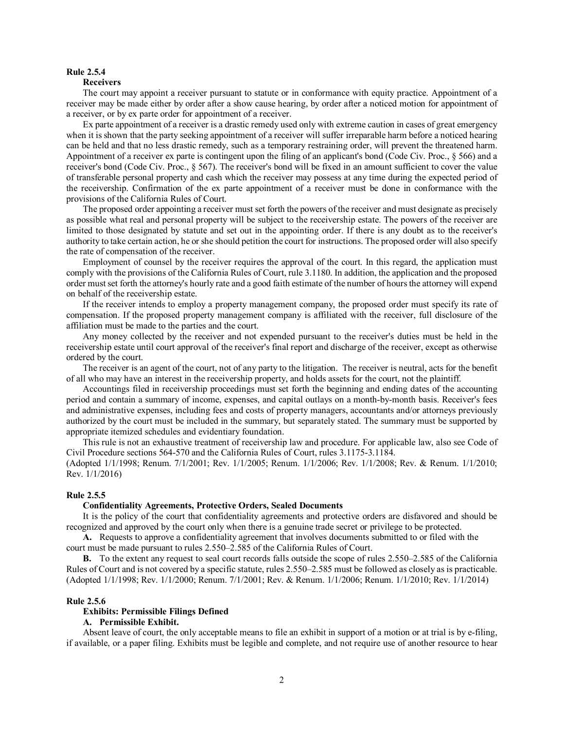**Rule 2.5.4**

**Receivers**

The court may appoint a receiver pursuant to statute or in conformance with equity practice. Appointment of a receiver may be made either by order after a show cause hearing, by order after a noticed motion for appointment of a receiver, or by ex parte order for appointment of a receiver.

Ex parte appointment of a receiver is a drastic remedy used only with extreme caution in cases of great emergency when it is shown that the party seeking appointment of a receiver will suffer irreparable harm before a noticed hearing can be held and that no less drastic remedy, such as a temporary restraining order, will prevent the threatened harm. Appointment of a receiver ex parte is contingent upon the filing of an applicant's bond (Code Civ. Proc., § 566) and a receiver's bond (Code Civ. Proc., § 567). The receiver's bond will be fixed in an amount sufficient to cover the value of transferable personal property and cash which the receiver may possess at any time during the expected period of the receivership. Confirmation of the ex parte appointment of a receiver must be done in conformance with the provisions of the California Rules of Court.

The proposed order appointing a receiver must set forth the powers of the receiver and must designate as precisely as possible what real and personal property will be subject to the receivership estate. The powers of the receiver are limited to those designated by statute and set out in the appointing order. If there is any doubt as to the receiver's authority to take certain action, he or she should petition the court for instructions. The proposed order will also specify the rate of compensation of the receiver.

Employment of counsel by the receiver requires the approval of the court. In this regard, the application must comply with the provisions of the California Rules of Court, rule 3.1180. In addition, the application and the proposed order must set forth the attorney's hourly rate and a good faith estimate of the number of hours the attorney will expend on behalf of the receivership estate.

If the receiver intends to employ a property management company, the proposed order must specify its rate of compensation. If the proposed property management company is affiliated with the receiver, full disclosure of the affiliation must be made to the parties and the court.

Any money collected by the receiver and not expended pursuant to the receiver's duties must be held in the receivership estate until court approval of the receiver's final report and discharge of the receiver, except as otherwise ordered by the court.

The receiver is an agent of the court, not of any party to the litigation. The receiver is neutral, acts for the benefit of all who may have an interest in the receivership property, and holds assets for the court, not the plaintiff.

Accountings filed in receivership proceedings must set forth the beginning and ending dates of the accounting period and contain a summary of income, expenses, and capital outlays on a month-by-month basis. Receiver's fees and administrative expenses, including fees and costs of property managers, accountants and/or attorneys previously authorized by the court must be included in the summary, but separately stated. The summary must be supported by appropriate itemized schedules and evidentiary foundation.

This rule is not an exhaustive treatment of receivership law and procedure. For applicable law, also see Code of Civil Procedure sections 564-570 and the California Rules of Court, rules 3.1175-3.1184.
(Adopted 1/1/1998; Renum. 7/1/2001; Rev. 1/1/2005; Renum. 1/1/2006; Rev. 1/1/2008; Rev. & Renum. 1/1/2010; Rev. 1/1/2016)

**Rule 2.5.5**

**Confidentiality Agreements, Protective Orders, Sealed Documents**

It is the policy of the court that confidentiality agreements and protective orders are disfavored and should be recognized and approved by the court only when there is a genuine trade secret or privilege to be protected.

**A.** Requests to approve a confidentiality agreement that involves documents submitted to or filed with the court must be made pursuant to rules 2.550–2.585 of the California Rules of Court.

**B.** To the extent any request to seal court records falls outside the scope of rules 2.550–2.585 of the California Rules of Court and is not covered by a specific statute, rules 2.550–2.585 must be followed as closely as is practicable.
(Adopted 1/1/1998; Rev. 1/1/2000; Renum. 7/1/2001; Rev. & Renum. 1/1/2006; Renum. 1/1/2010; Rev. 1/1/2014)

**Rule 2.5.6**

**Exhibits: Permissible Filings Defined**

**A. Permissible Exhibit.**

Absent leave of court, the only acceptable means to file an exhibit in support of a motion or at trial is by e-filing, if available, or a paper filing. Exhibits must be legible and complete, and not require use of another resource to hear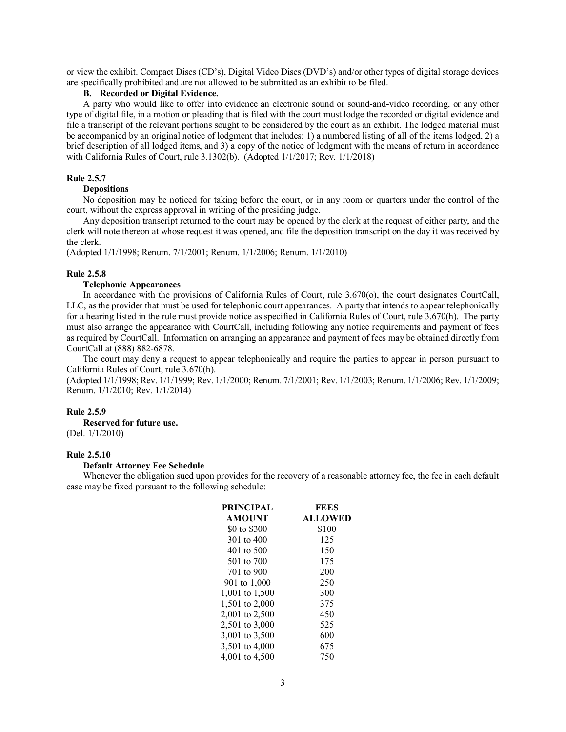or view the exhibit. Compact Discs (CD's), Digital Video Discs (DVD's) and/or other types of digital storage devices are specifically prohibited and are not allowed to be submitted as an exhibit to be filed.

**B. Recorded or Digital Evidence.**

A party who would like to offer into evidence an electronic sound or sound-and-video recording, or any other type of digital file, in a motion or pleading that is filed with the court must lodge the recorded or digital evidence and file a transcript of the relevant portions sought to be considered by the court as an exhibit. The lodged material must be accompanied by an original notice of lodgment that includes: 1) a numbered listing of all of the items lodged, 2) a brief description of all lodged items, and 3) a copy of the notice of lodgment with the means of return in accordance with California Rules of Court, rule 3.1302(b). (Adopted 1/1/2017; Rev. 1/1/2018)

**Rule 2.5.7**

**Depositions**

No deposition may be noticed for taking before the court, or in any room or quarters under the control of the court, without the express approval in writing of the presiding judge.

Any deposition transcript returned to the court may be opened by the clerk at the request of either party, and the clerk will note thereon at whose request it was opened, and file the deposition transcript on the day it was received by the clerk.

(Adopted 1/1/1998; Renum. 7/1/2001; Renum. 1/1/2006; Renum. 1/1/2010)

**Rule 2.5.8**

**Telephonic Appearances**

In accordance with the provisions of California Rules of Court, rule 3.670(o), the court designates CourtCall, LLC, as the provider that must be used for telephonic court appearances. A party that intends to appear telephonically for a hearing listed in the rule must provide notice as specified in California Rules of Court, rule 3.670(h). The party must also arrange the appearance with CourtCall, including following any notice requirements and payment of fees as required by CourtCall. Information on arranging an appearance and payment of fees may be obtained directly from CourtCall at (888) 882-6878.

The court may deny a request to appear telephonically and require the parties to appear in person pursuant to California Rules of Court, rule 3.670(h).

(Adopted 1/1/1998; Rev. 1/1/1999; Rev. 1/1/2000; Renum. 7/1/2001; Rev. 1/1/2003; Renum. 1/1/2006; Rev. 1/1/2009; Renum. 1/1/2010; Rev. 1/1/2014)

**Rule 2.5.9**

**Reserved for future use.**

(Del. 1/1/2010)

**Rule 2.5.10**

**Default Attorney Fee Schedule**

Whenever the obligation sued upon provides for the recovery of a reasonable attorney fee, the fee in each default case may be fixed pursuant to the following schedule:

| PRINCIPAL AMOUNT | FEES ALLOWED |
|---|---|
| $0 to $300 | $100 |
| 301 to 400 | 125 |
| 401 to 500 | 150 |
| 501 to 700 | 175 |
| 701 to 900 | 200 |
| 901 to 1,000 | 250 |
| 1,001 to 1,500 | 300 |
| 1,501 to 2,000 | 375 |
| 2,001 to 2,500 | 450 |
| 2,501 to 3,000 | 525 |
| 3,001 to 3,500 | 600 |
| 3,501 to 4,000 | 675 |
| 4,001 to 4,500 | 750 |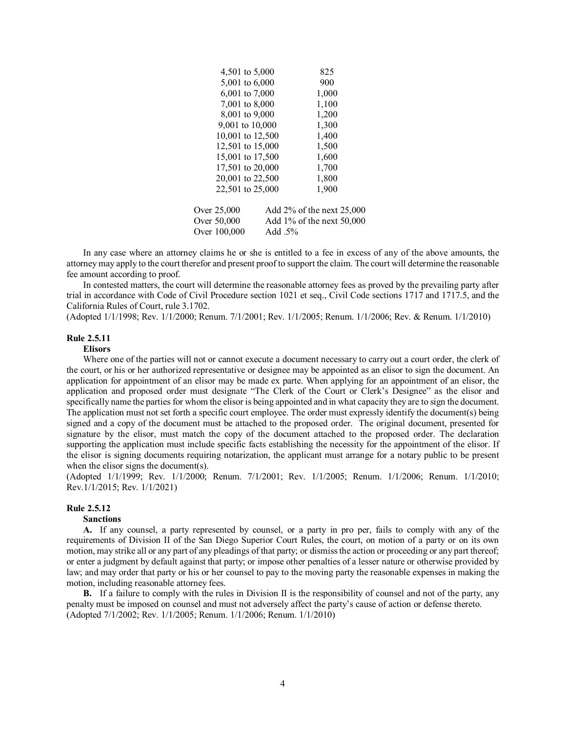| | |
|---|---|
| 4,501 to 5,000 | 825 |
| 5,001 to 6,000 | 900 |
| 6,001 to 7,000 | 1,000 |
| 7,001 to 8,000 | 1,100 |
| 8,001 to 9,000 | 1,200 |
| 9,001 to 10,000 | 1,300 |
| 10,001 to 12,500 | 1,400 |
| 12,501 to 15,000 | 1,500 |
| 15,001 to 17,500 | 1,600 |
| 17,501 to 20,000 | 1,700 |
| 20,001 to 22,500 | 1,800 |
| 22,501 to 25,000 | 1,900 |
| Over 25,000 | Add 2% of the next 25,000 |
| Over 50,000 | Add 1% of the next 50,000 |
| Over 100,000 | Add .5% |

In any case where an attorney claims he or she is entitled to a fee in excess of any of the above amounts, the attorney may apply to the court therefor and present proof to support the claim. The court will determine the reasonable fee amount according to proof.

In contested matters, the court will determine the reasonable attorney fees as proved by the prevailing party after trial in accordance with Code of Civil Procedure section 1021 et seq., Civil Code sections 1717 and 1717.5, and the California Rules of Court, rule 3.1702.

(Adopted 1/1/1998; Rev. 1/1/2000; Renum. 7/1/2001; Rev. 1/1/2005; Renum. 1/1/2006; Rev. & Renum. 1/1/2010)

**Rule 2.5.11**

**Elisors**

Where one of the parties will not or cannot execute a document necessary to carry out a court order, the clerk of the court, or his or her authorized representative or designee may be appointed as an elisor to sign the document. An application for appointment of an elisor may be made ex parte. When applying for an appointment of an elisor, the application and proposed order must designate "The Clerk of the Court or Clerk's Designee" as the elisor and specifically name the parties for whom the elisor is being appointed and in what capacity they are to sign the document. The application must not set forth a specific court employee. The order must expressly identify the document(s) being signed and a copy of the document must be attached to the proposed order. The original document, presented for signature by the elisor, must match the copy of the document attached to the proposed order. The declaration supporting the application must include specific facts establishing the necessity for the appointment of the elisor. If the elisor is signing documents requiring notarization, the applicant must arrange for a notary public to be present when the elisor signs the document(s).

(Adopted 1/1/1999; Rev. 1/1/2000; Renum. 7/1/2001; Rev. 1/1/2005; Renum. 1/1/2006; Renum. 1/1/2010; Rev.1/1/2015; Rev. 1/1/2021)

**Rule 2.5.12**

**Sanctions**

**A.** If any counsel, a party represented by counsel, or a party in pro per, fails to comply with any of the requirements of Division II of the San Diego Superior Court Rules, the court, on motion of a party or on its own motion, may strike all or any part of any pleadings of that party; or dismiss the action or proceeding or any part thereof; or enter a judgment by default against that party; or impose other penalties of a lesser nature or otherwise provided by law; and may order that party or his or her counsel to pay to the moving party the reasonable expenses in making the motion, including reasonable attorney fees.

**B.** If a failure to comply with the rules in Division II is the responsibility of counsel and not of the party, any penalty must be imposed on counsel and must not adversely affect the party's cause of action or defense thereto.

(Adopted 7/1/2002; Rev. 1/1/2005; Renum. 1/1/2006; Renum. 1/1/2010)